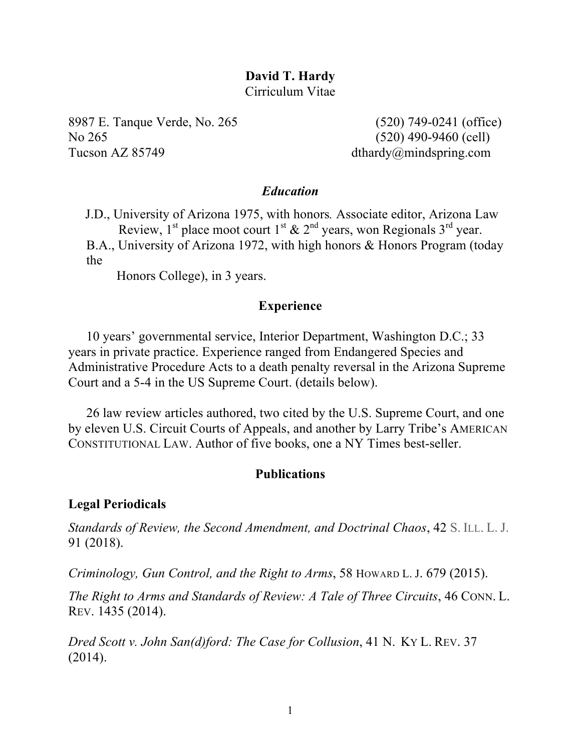**David T. Hardy**
Cirriculum Vitae

8987 E. Tanque Verde, No. 265
No 265
Tucson AZ 85749

(520) 749-0241 (office)
(520) 490-9460 (cell)
dthardy@mindspring.com

## *Education*

J.D., University of Arizona 1975, with honors. Associate editor, Arizona Law Review, 1st place moot court 1st & 2nd years, won Regionals 3rd year.

B.A., University of Arizona 1972, with high honors & Honors Program (today the Honors College), in 3 years.

## Experience

10 years' governmental service, Interior Department, Washington D.C.; 33 years in private practice. Experience ranged from Endangered Species and Administrative Procedure Acts to a death penalty reversal in the Arizona Supreme Court and a 5-4 in the US Supreme Court. (details below).

26 law review articles authored, two cited by the U.S. Supreme Court, and one by eleven U.S. Circuit Courts of Appeals, and another by Larry Tribe's AMERICAN CONSTITUTIONAL LAW. Author of five books, one a NY Times best-seller.

## Publications

### Legal Periodicals

*Standards of Review, the Second Amendment, and Doctrinal Chaos*, 42 S. ILL. L. J. 91 (2018).

*Criminology, Gun Control, and the Right to Arms*, 58 HOWARD L. J. 679 (2015).

*The Right to Arms and Standards of Review: A Tale of Three Circuits*, 46 CONN. L. REV. 1435 (2014).

*Dred Scott v. John San(d)ford: The Case for Collusion*, 41 N. KY L. REV. 37 (2014).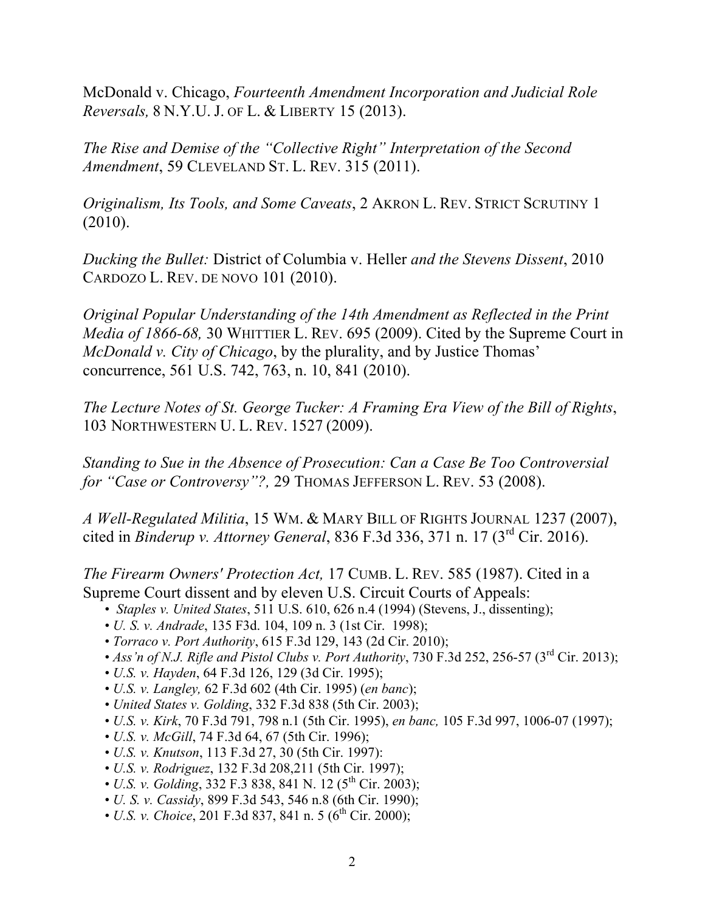McDonald v. Chicago, *Fourteenth Amendment Incorporation and Judicial Role Reversals,* 8 N.Y.U. J. OF L. & LIBERTY 15 (2013).

*The Rise and Demise of the "Collective Right" Interpretation of the Second Amendment*, 59 CLEVELAND ST. L. REV. 315 (2011).

*Originalism, Its Tools, and Some Caveats*, 2 AKRON L. REV. STRICT SCRUTINY 1 (2010).

*Ducking the Bullet:* District of Columbia v. Heller *and the Stevens Dissent*, 2010 CARDOZO L. REV. DE NOVO 101 (2010).

*Original Popular Understanding of the 14th Amendment as Reflected in the Print Media of 1866-68,* 30 WHITTIER L. REV. 695 (2009). Cited by the Supreme Court in *McDonald v. City of Chicago*, by the plurality, and by Justice Thomas' concurrence, 561 U.S. 742, 763, n. 10, 841 (2010).

*The Lecture Notes of St. George Tucker: A Framing Era View of the Bill of Rights*, 103 NORTHWESTERN U. L. REV. 1527 (2009).

*Standing to Sue in the Absence of Prosecution: Can a Case Be Too Controversial for "Case or Controversy"?,* 29 THOMAS JEFFERSON L. REV. 53 (2008).

*A Well-Regulated Militia*, 15 WM. & MARY BILL OF RIGHTS JOURNAL 1237 (2007), cited in *Binderup v. Attorney General*, 836 F.3d 336, 371 n. 17 (3rd Cir. 2016).

*The Firearm Owners' Protection Act,* 17 CUMB. L. REV. 585 (1987). Cited in a Supreme Court dissent and by eleven U.S. Circuit Courts of Appeals:

- *Staples v. United States*, 511 U.S. 610, 626 n.4 (1994) (Stevens, J., dissenting);
- *U. S. v. Andrade*, 135 F3d. 104, 109 n. 3 (1st Cir. 1998);
- *Torraco v. Port Authority*, 615 F.3d 129, 143 (2d Cir. 2010);
- *Ass'n of N.J. Rifle and Pistol Clubs v. Port Authority*, 730 F.3d 252, 256-57 (3rd Cir. 2013);
- *U.S. v. Hayden*, 64 F.3d 126, 129 (3d Cir. 1995);
- *U.S. v. Langley,* 62 F.3d 602 (4th Cir. 1995) (*en banc*);
- *United States v. Golding*, 332 F.3d 838 (5th Cir. 2003);
- *U.S. v. Kirk*, 70 F.3d 791, 798 n.1 (5th Cir. 1995), *en banc,* 105 F.3d 997, 1006-07 (1997);
- *U.S. v. McGill*, 74 F.3d 64, 67 (5th Cir. 1996);
- *U.S. v. Knutson*, 113 F.3d 27, 30 (5th Cir. 1997):
- *U.S. v. Rodriguez*, 132 F.3d 208,211 (5th Cir. 1997);
- *U.S. v. Golding*, 332 F.3 838, 841 N. 12 (5th Cir. 2003);
- *U. S. v. Cassidy*, 899 F.3d 543, 546 n.8 (6th Cir. 1990);
- *U.S. v. Choice*, 201 F.3d 837, 841 n. 5 (6th Cir. 2000);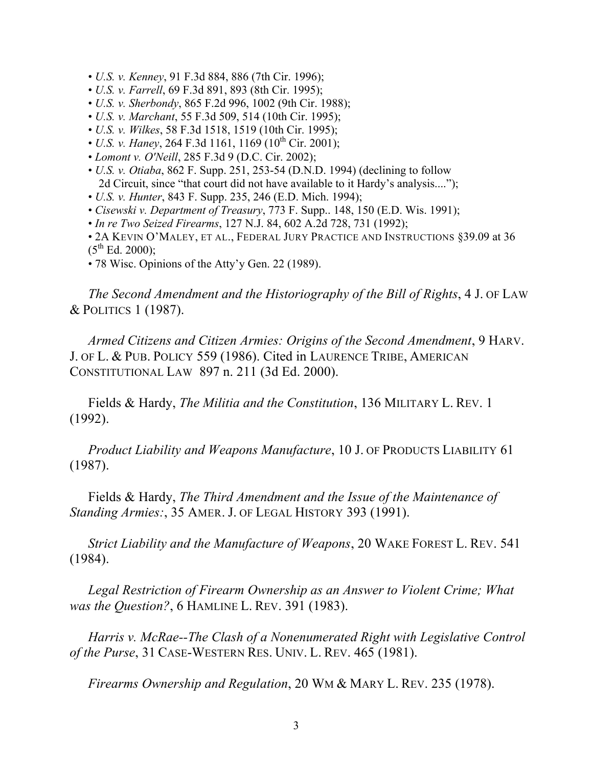- *U.S. v. Kenney*, 91 F.3d 884, 886 (7th Cir. 1996);
- *U.S. v. Farrell*, 69 F.3d 891, 893 (8th Cir. 1995);
- *U.S. v. Sherbondy*, 865 F.2d 996, 1002 (9th Cir. 1988);
- *U.S. v. Marchant*, 55 F.3d 509, 514 (10th Cir. 1995);
- *U.S. v. Wilkes*, 58 F.3d 1518, 1519 (10th Cir. 1995);
- *U.S. v. Haney*, 264 F.3d 1161, 1169 (10th Cir. 2001);
- *Lomont v. O'Neill*, 285 F.3d 9 (D.C. Cir. 2002);
- *U.S. v. Otiaba*, 862 F. Supp. 251, 253-54 (D.N.D. 1994) (declining to follow 2d Circuit, since "that court did not have available to it Hardy's analysis....");
- *U.S. v. Hunter*, 843 F. Supp. 235, 246 (E.D. Mich. 1994);
- *Cisewski v. Department of Treasury*, 773 F. Supp.. 148, 150 (E.D. Wis. 1991);
- *In re Two Seized Firearms*, 127 N.J. 84, 602 A.2d 728, 731 (1992);
- 2A KEVIN O'MALEY, ET AL., FEDERAL JURY PRACTICE AND INSTRUCTIONS §39.09 at 36 (5th Ed. 2000);
- 78 Wisc. Opinions of the Atty'y Gen. 22 (1989).

*The Second Amendment and the Historiography of the Bill of Rights*, 4 J. OF LAW & POLITICS 1 (1987).

*Armed Citizens and Citizen Armies: Origins of the Second Amendment*, 9 HARV. J. OF L. & PUB. POLICY 559 (1986). Cited in LAURENCE TRIBE, AMERICAN CONSTITUTIONAL LAW 897 n. 211 (3d Ed. 2000).

Fields & Hardy, *The Militia and the Constitution*, 136 MILITARY L. REV. 1 (1992).

*Product Liability and Weapons Manufacture*, 10 J. OF PRODUCTS LIABILITY 61 (1987).

Fields & Hardy, *The Third Amendment and the Issue of the Maintenance of Standing Armies:*, 35 AMER. J. OF LEGAL HISTORY 393 (1991).

*Strict Liability and the Manufacture of Weapons*, 20 WAKE FOREST L. REV. 541 (1984).

*Legal Restriction of Firearm Ownership as an Answer to Violent Crime; What was the Question?*, 6 HAMLINE L. REV. 391 (1983).

*Harris v. McRae--The Clash of a Nonenumerated Right with Legislative Control of the Purse*, 31 CASE-WESTERN RES. UNIV. L. REV. 465 (1981).

*Firearms Ownership and Regulation*, 20 WM & MARY L. REV. 235 (1978).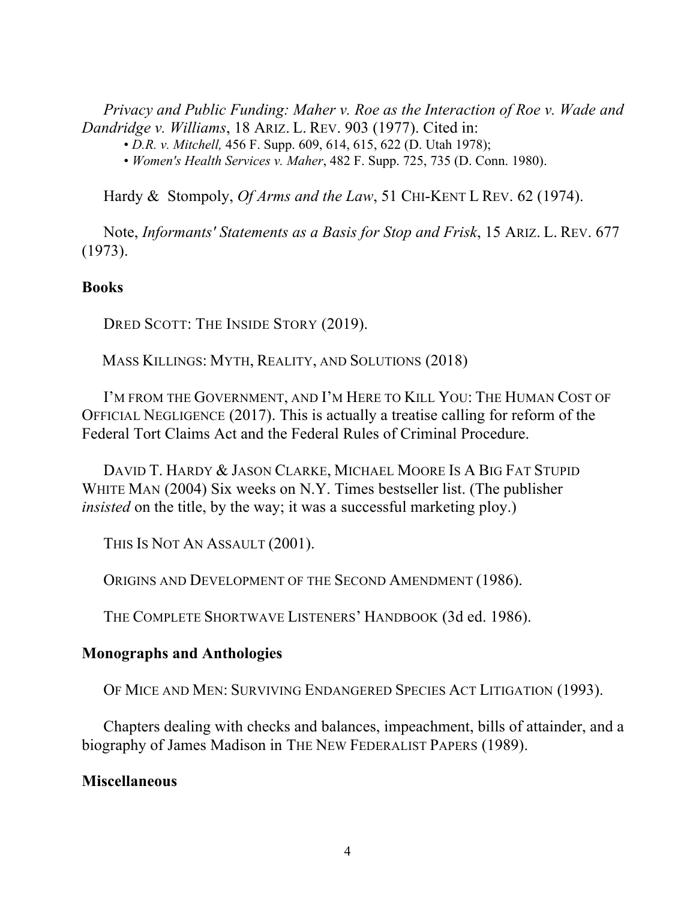*Privacy and Public Funding: Maher v. Roe as the Interaction of Roe v. Wade and Dandridge v. Williams*, 18 ARIZ. L. REV. 903 (1977). Cited in:

- *D.R. v. Mitchell,* 456 F. Supp. 609, 614, 615, 622 (D. Utah 1978);
- *Women's Health Services v. Maher*, 482 F. Supp. 725, 735 (D. Conn. 1980).

Hardy & Stompoly, *Of Arms and the Law*, 51 CHI-KENT L REV. 62 (1974).

Note, *Informants' Statements as a Basis for Stop and Frisk*, 15 ARIZ. L. REV. 677 (1973).

**Books**

DRED SCOTT: THE INSIDE STORY (2019).

MASS KILLINGS: MYTH, REALITY, AND SOLUTIONS (2018)

I'M FROM THE GOVERNMENT, AND I'M HERE TO KILL YOU: THE HUMAN COST OF OFFICIAL NEGLIGENCE (2017). This is actually a treatise calling for reform of the Federal Tort Claims Act and the Federal Rules of Criminal Procedure.

DAVID T. HARDY & JASON CLARKE, MICHAEL MOORE IS A BIG FAT STUPID WHITE MAN (2004) Six weeks on N.Y. Times bestseller list. (The publisher *insisted* on the title, by the way; it was a successful marketing ploy.)

THIS IS NOT AN ASSAULT (2001).

ORIGINS AND DEVELOPMENT OF THE SECOND AMENDMENT (1986).

THE COMPLETE SHORTWAVE LISTENERS' HANDBOOK (3d ed. 1986).

**Monographs and Anthologies**

OF MICE AND MEN: SURVIVING ENDANGERED SPECIES ACT LITIGATION (1993).

Chapters dealing with checks and balances, impeachment, bills of attainder, and a biography of James Madison in THE NEW FEDERALIST PAPERS (1989).

**Miscellaneous**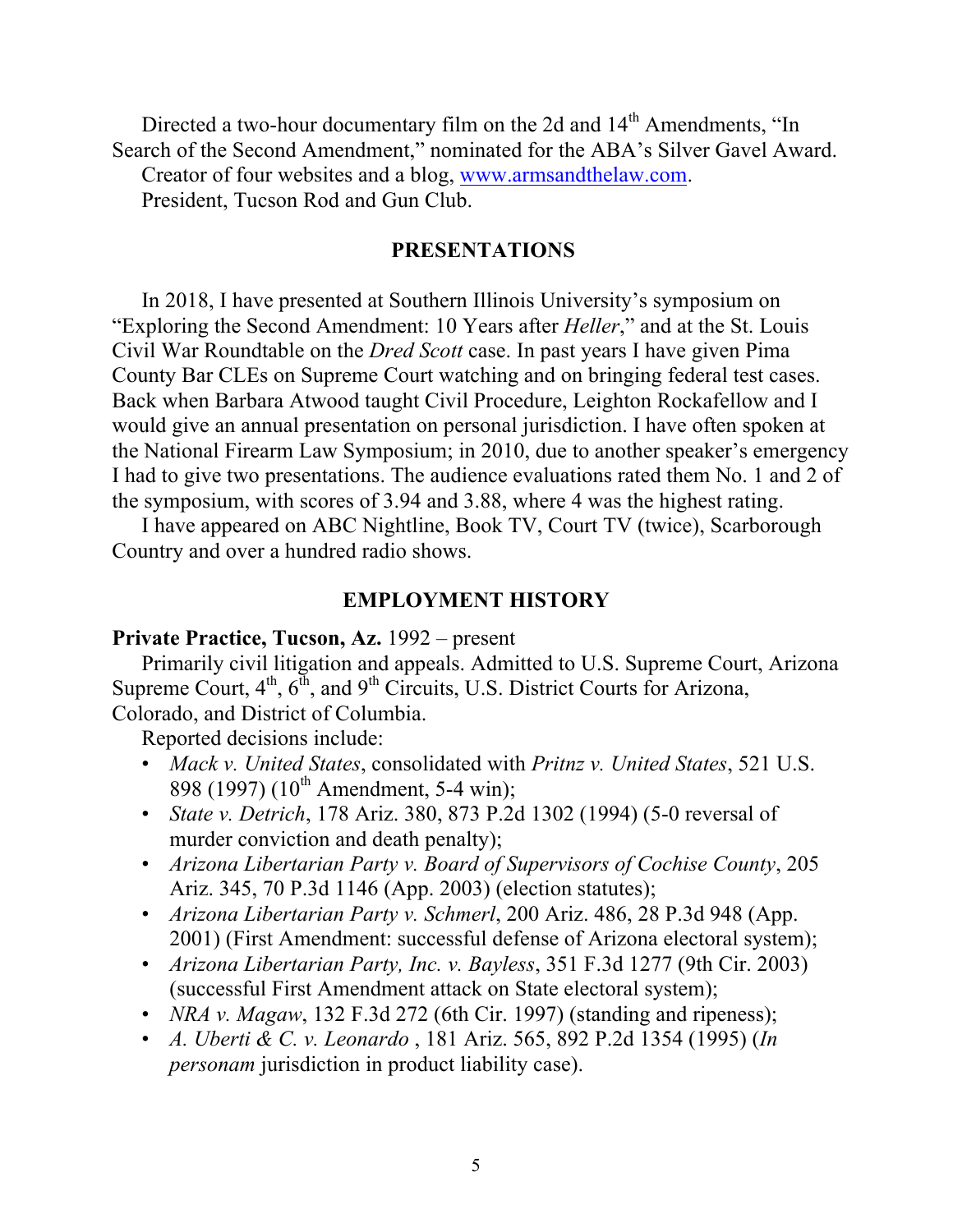Directed a two-hour documentary film on the 2d and 14th Amendments, "In Search of the Second Amendment," nominated for the ABA's Silver Gavel Award.

Creator of four websites and a blog, www.armsandthelaw.com.

President, Tucson Rod and Gun Club.

## PRESENTATIONS

In 2018, I have presented at Southern Illinois University's symposium on "Exploring the Second Amendment: 10 Years after *Heller*," and at the St. Louis Civil War Roundtable on the *Dred Scott* case. In past years I have given Pima County Bar CLEs on Supreme Court watching and on bringing federal test cases. Back when Barbara Atwood taught Civil Procedure, Leighton Rockafellow and I would give an annual presentation on personal jurisdiction. I have often spoken at the National Firearm Law Symposium; in 2010, due to another speaker's emergency I had to give two presentations. The audience evaluations rated them No. 1 and 2 of the symposium, with scores of 3.94 and 3.88, where 4 was the highest rating.

I have appeared on ABC Nightline, Book TV, Court TV (twice), Scarborough Country and over a hundred radio shows.

## EMPLOYMENT HISTORY

**Private Practice, Tucson, Az.** 1992 – present

Primarily civil litigation and appeals. Admitted to U.S. Supreme Court, Arizona Supreme Court, 4th, 6th, and 9th Circuits, U.S. District Courts for Arizona, Colorado, and District of Columbia.

Reported decisions include:

- *Mack v. United States*, consolidated with *Pritnz v. United States*, 521 U.S. 898 (1997) (10th Amendment, 5-4 win);
- *State v. Detrich*, 178 Ariz. 380, 873 P.2d 1302 (1994) (5-0 reversal of murder conviction and death penalty);
- *Arizona Libertarian Party v. Board of Supervisors of Cochise County*, 205 Ariz. 345, 70 P.3d 1146 (App. 2003) (election statutes);
- *Arizona Libertarian Party v. Schmerl*, 200 Ariz. 486, 28 P.3d 948 (App. 2001) (First Amendment: successful defense of Arizona electoral system);
- *Arizona Libertarian Party, Inc. v. Bayless*, 351 F.3d 1277 (9th Cir. 2003) (successful First Amendment attack on State electoral system);
- *NRA v. Magaw*, 132 F.3d 272 (6th Cir. 1997) (standing and ripeness);
- *A. Uberti & C. v. Leonardo* , 181 Ariz. 565, 892 P.2d 1354 (1995) (*In personam* jurisdiction in product liability case).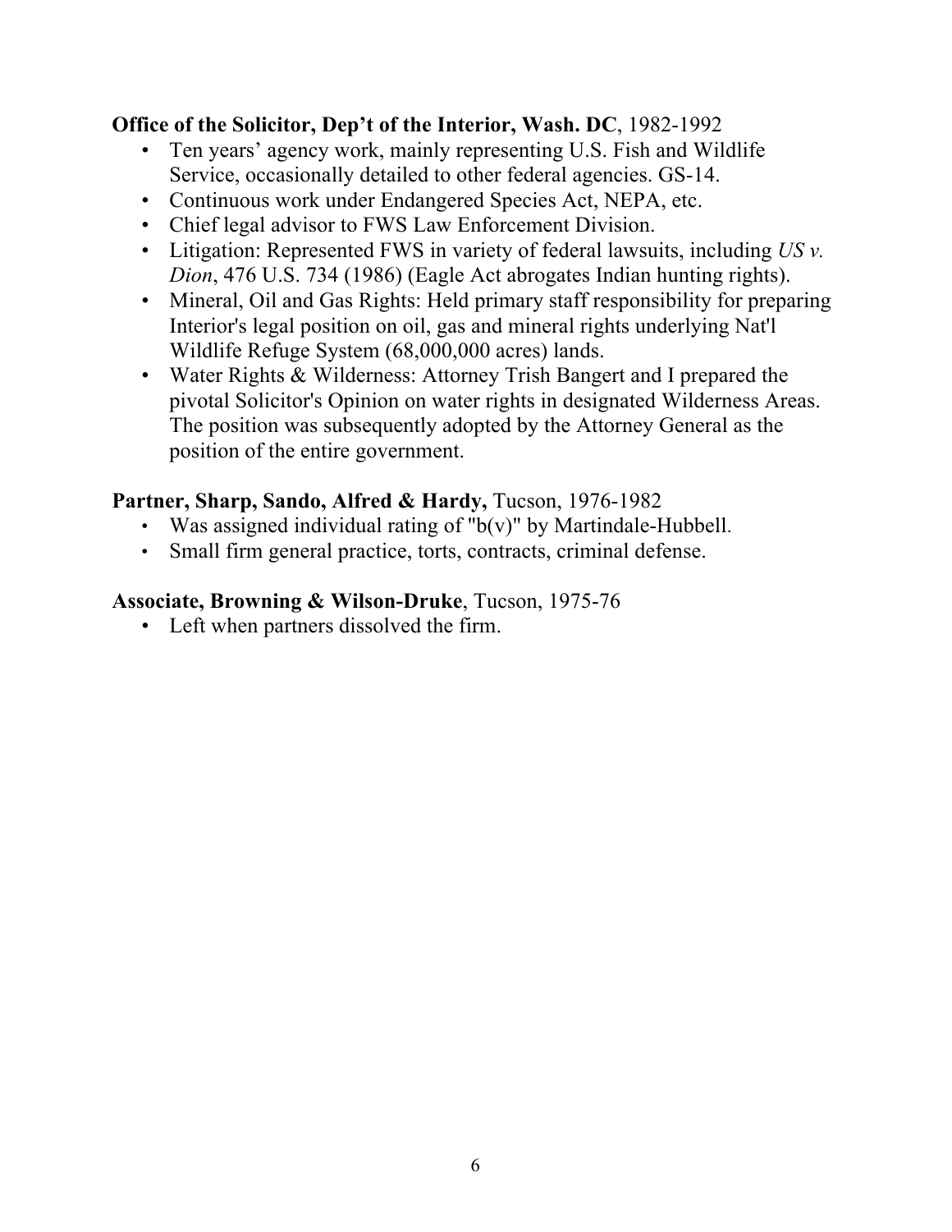**Office of the Solicitor, Dep't of the Interior, Wash. DC**, 1982-1992

- Ten years' agency work, mainly representing U.S. Fish and Wildlife Service, occasionally detailed to other federal agencies. GS-14.
- Continuous work under Endangered Species Act, NEPA, etc.
- Chief legal advisor to FWS Law Enforcement Division.
- Litigation: Represented FWS in variety of federal lawsuits, including *US v. Dion*, 476 U.S. 734 (1986) (Eagle Act abrogates Indian hunting rights).
- Mineral, Oil and Gas Rights: Held primary staff responsibility for preparing Interior's legal position on oil, gas and mineral rights underlying Nat'l Wildlife Refuge System (68,000,000 acres) lands.
- Water Rights & Wilderness: Attorney Trish Bangert and I prepared the pivotal Solicitor's Opinion on water rights in designated Wilderness Areas. The position was subsequently adopted by the Attorney General as the position of the entire government.

**Partner, Sharp, Sando, Alfred & Hardy,** Tucson, 1976-1982

- Was assigned individual rating of "b(v)" by Martindale-Hubbell.
- Small firm general practice, torts, contracts, criminal defense.

**Associate, Browning & Wilson-Druke**, Tucson, 1975-76

- Left when partners dissolved the firm.